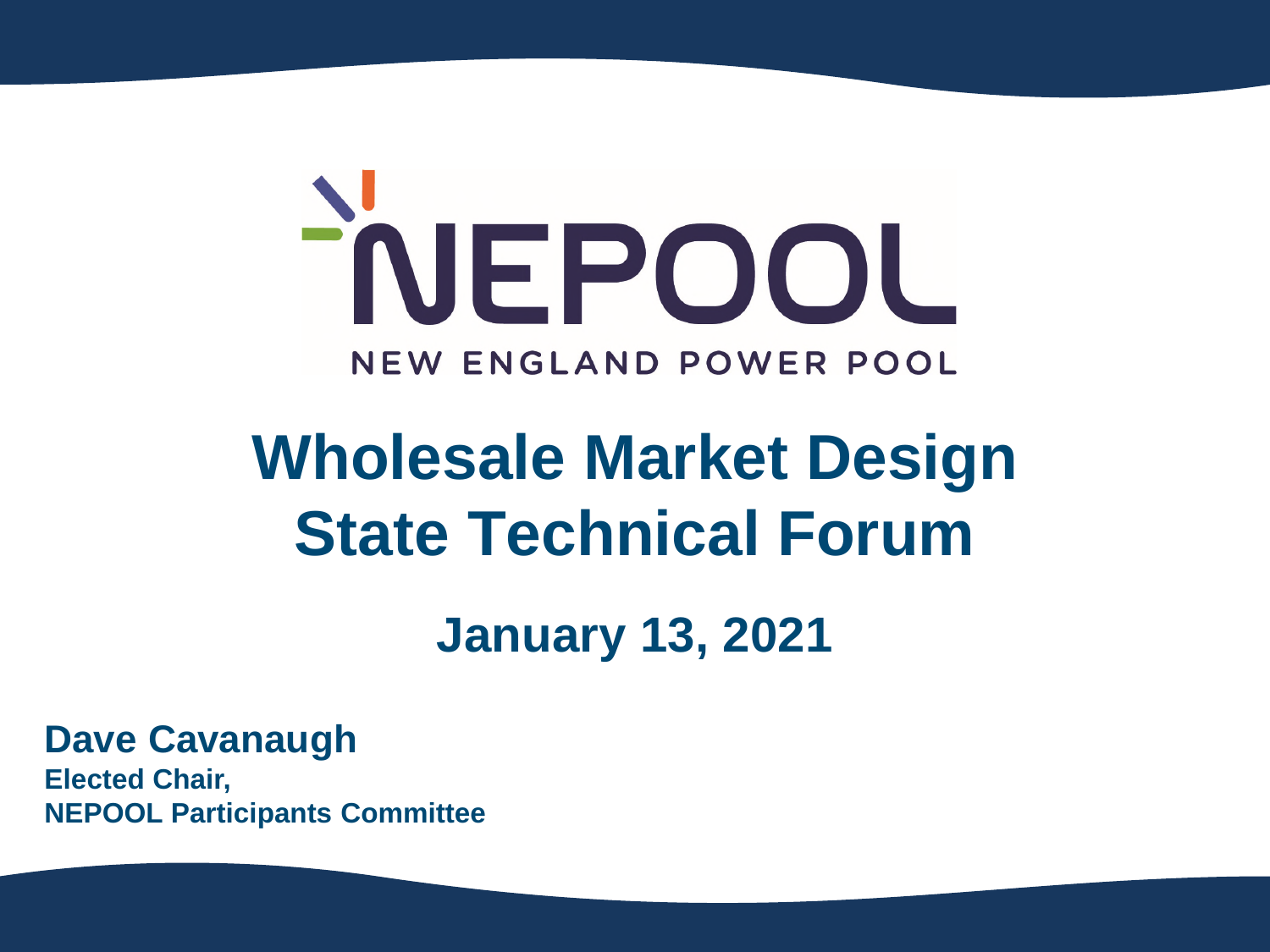NEPOOL

NEW ENGLAND POWER POOL

# Wholesale Market Design State Technical Forum

## January 13, 2021

**Dave Cavanaugh**

**Elected Chair,**
**NEPOOL Participants Committee**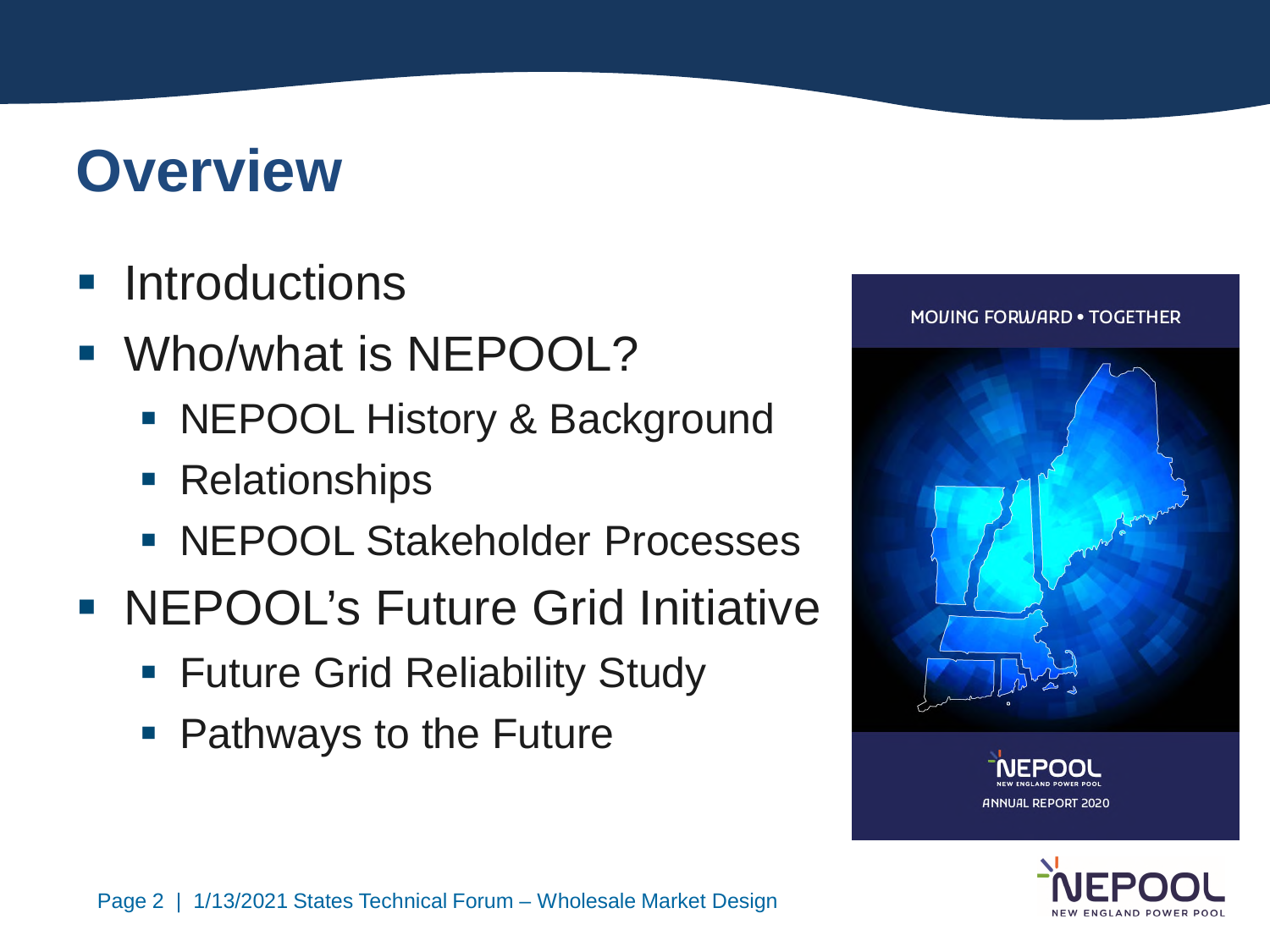# Overview

- Introductions
- Who/what is NEPOOL?
  - NEPOOL History & Background
  - Relationships
  - NEPOOL Stakeholder Processes
- NEPOOL's Future Grid Initiative
  - Future Grid Reliability Study
  - Pathways to the Future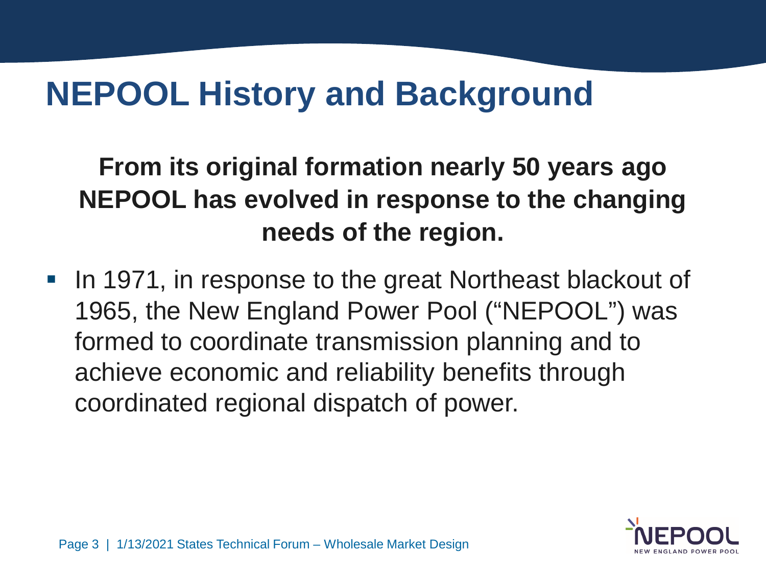# NEPOOL History and Background

**From its original formation nearly 50 years ago NEPOOL has evolved in response to the changing needs of the region.**

- In 1971, in response to the great Northeast blackout of 1965, the New England Power Pool ("NEPOOL") was formed to coordinate transmission planning and to achieve economic and reliability benefits through coordinated regional dispatch of power.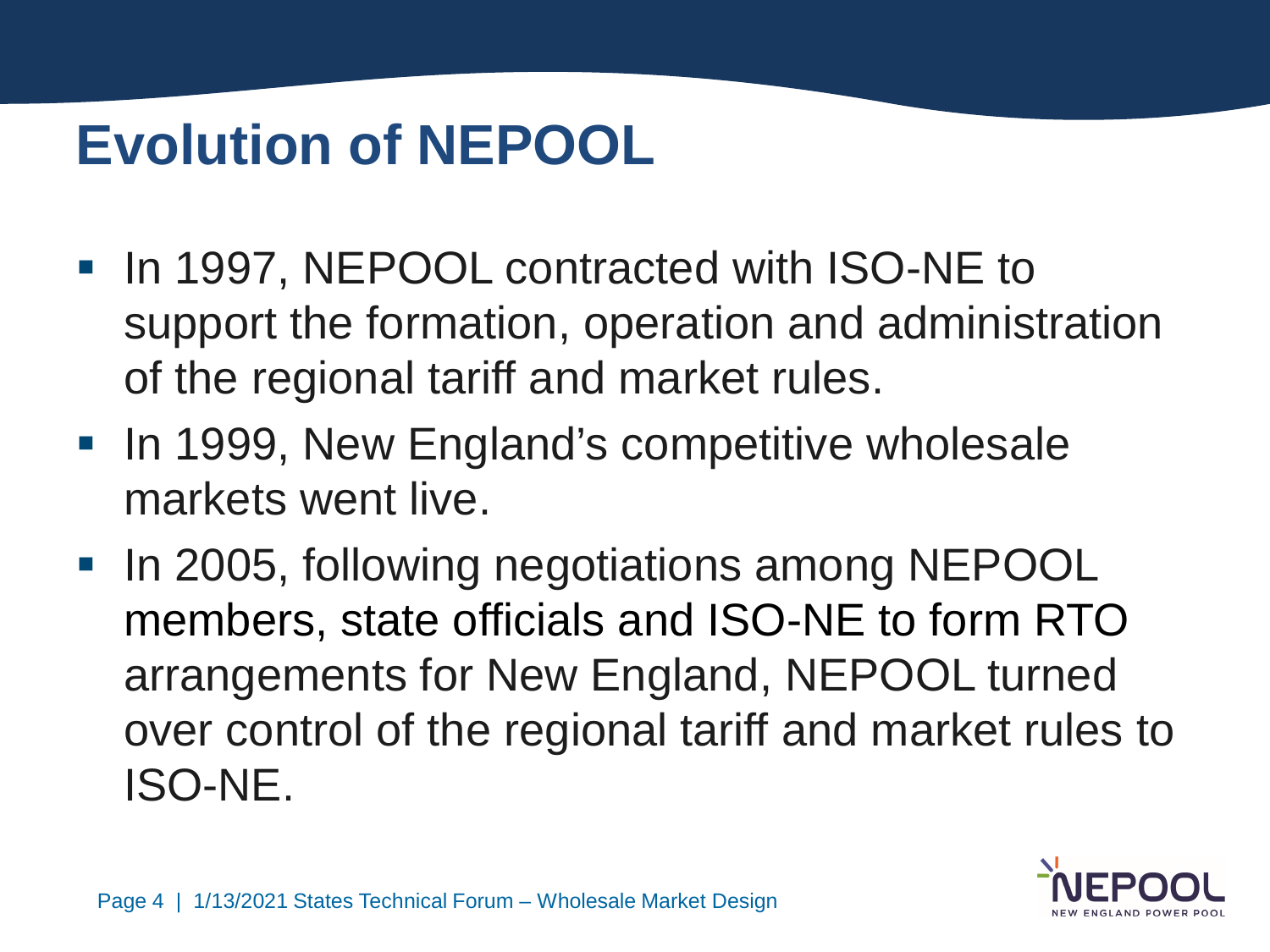# Evolution of NEPOOL

- In 1997, NEPOOL contracted with ISO-NE to support the formation, operation and administration of the regional tariff and market rules.
- In 1999, New England's competitive wholesale markets went live.
- In 2005, following negotiations among NEPOOL members, state officials and ISO-NE to form RTO arrangements for New England, NEPOOL turned over control of the regional tariff and market rules to ISO-NE.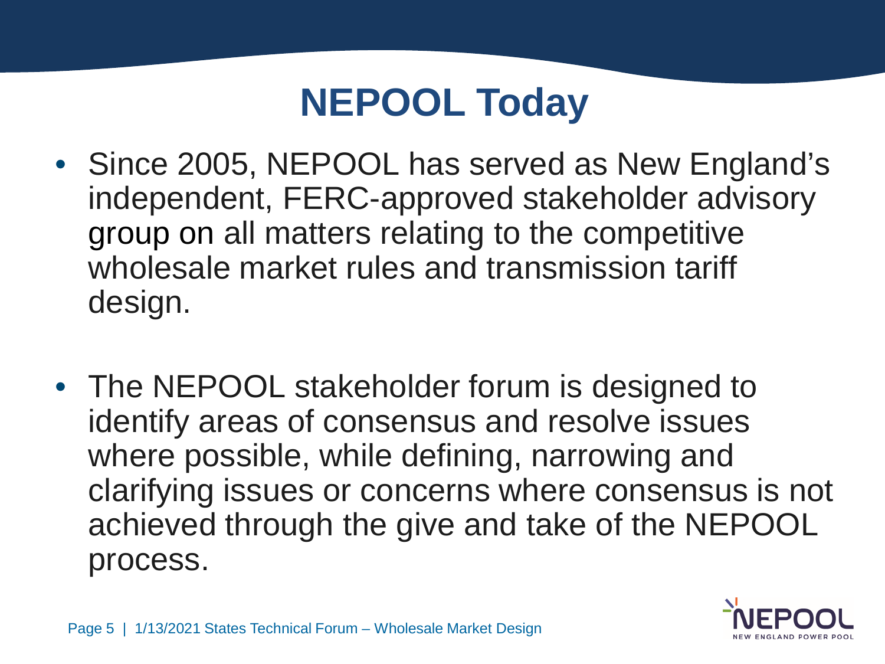# NEPOOL Today

- Since 2005, NEPOOL has served as New England's independent, FERC-approved stakeholder advisory group on all matters relating to the competitive wholesale market rules and transmission tariff design.

- The NEPOOL stakeholder forum is designed to identify areas of consensus and resolve issues where possible, while defining, narrowing and clarifying issues or concerns where consensus is not achieved through the give and take of the NEPOOL process.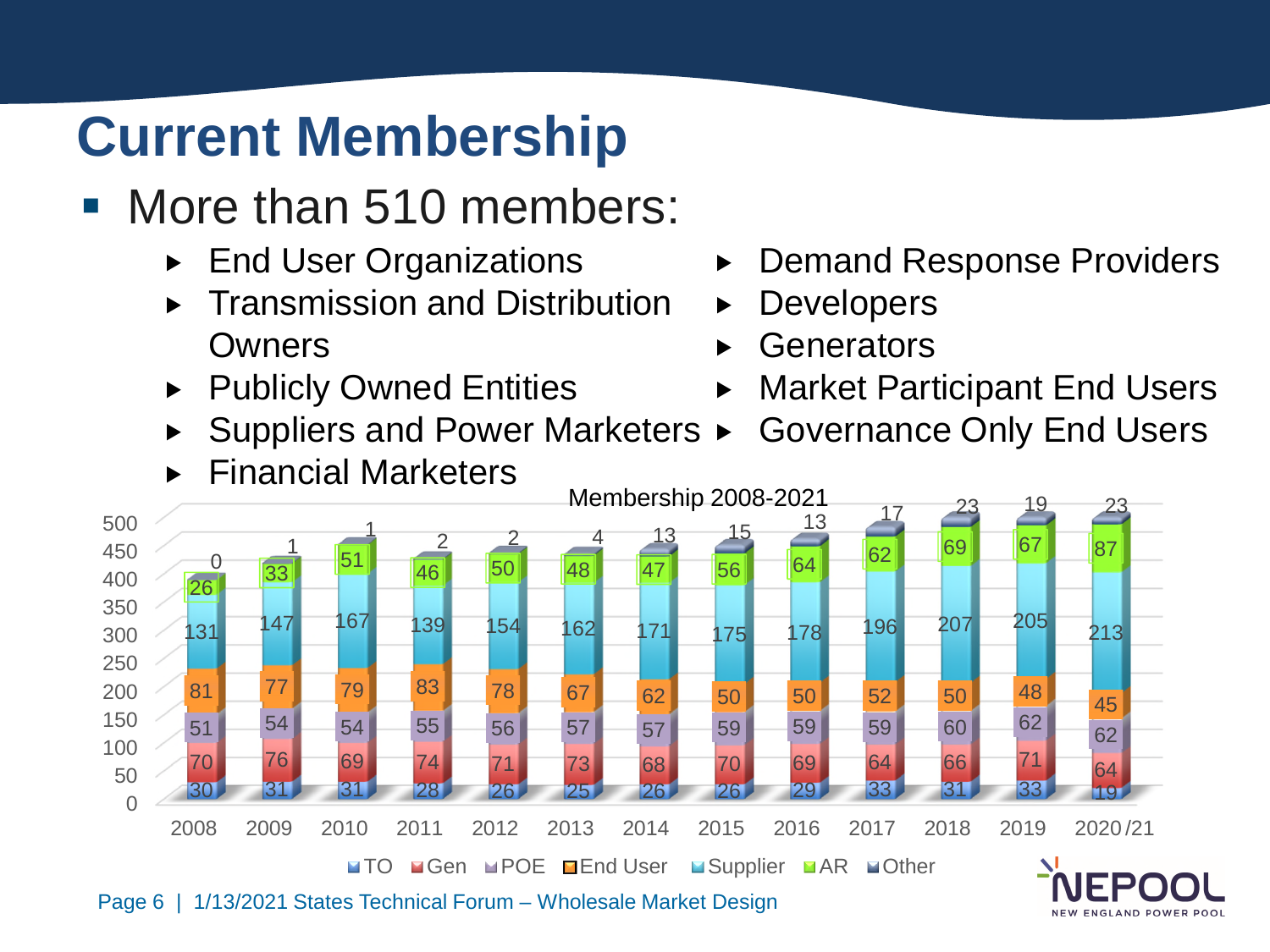# Current Membership

- More than 510 members:
  - End User Organizations
  - Transmission and Distribution Owners
  - Publicly Owned Entities
  - Suppliers and Power Marketers
  - Financial Marketers
  - Demand Response Providers
  - Developers
  - Generators
  - Market Participant End Users
  - Governance Only End Users

**Membership 2008-2021**

| Year | TO | Gen | POE | End User | Supplier | AR | Other |
|---|---|---|---|---|---|---|---|
| 2008 | 30 | 70 | 51 | 81 | 131 | 26 | 0 |
| 2009 | 31 | 76 | 54 | 77 | 147 | 33 | 1 |
| 2010 | 31 | 69 | 54 | 79 | 167 | 51 | 1 |
| 2011 | 28 | 74 | 55 | 83 | 139 | 46 | 2 |
| 2012 | 26 | 71 | 56 | 78 | 154 | 50 | 2 |
| 2013 | 25 | 73 | 57 | 67 | 162 | 48 | 4 |
| 2014 | 26 | 68 | 57 | 62 | 171 | 47 | 13 |
| 2015 | 26 | 70 | 59 | 50 | 175 | 56 | 15 |
| 2016 | 29 | 69 | 59 | 50 | 178 | 64 | 13 |
| 2017 | 33 | 64 | 59 | 52 | 196 | 62 | 17 |
| 2018 | 31 | 66 | 60 | 50 | 207 | 69 | 23 |
| 2019 | 33 | 71 | 62 | 48 | 205 | 67 | 19 |
| 2020/21 | 19 | 64 | 62 | 45 | 213 | 87 | 23 |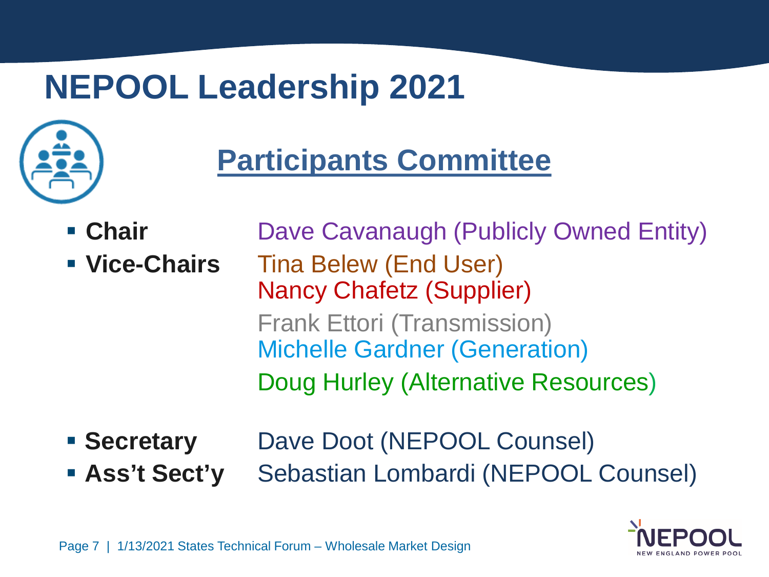# NEPOOL Leadership 2021

## Participants Committee

- **Chair** Dave Cavanaugh (Publicly Owned Entity)
- **Vice-Chairs** Tina Belew (End User)
  Nancy Chafetz (Supplier)
  Frank Ettori (Transmission)
  Michelle Gardner (Generation)
  Doug Hurley (Alternative Resources)

- **Secretary** Dave Doot (NEPOOL Counsel)
- **Ass't Sect'y** Sebastian Lombardi (NEPOOL Counsel)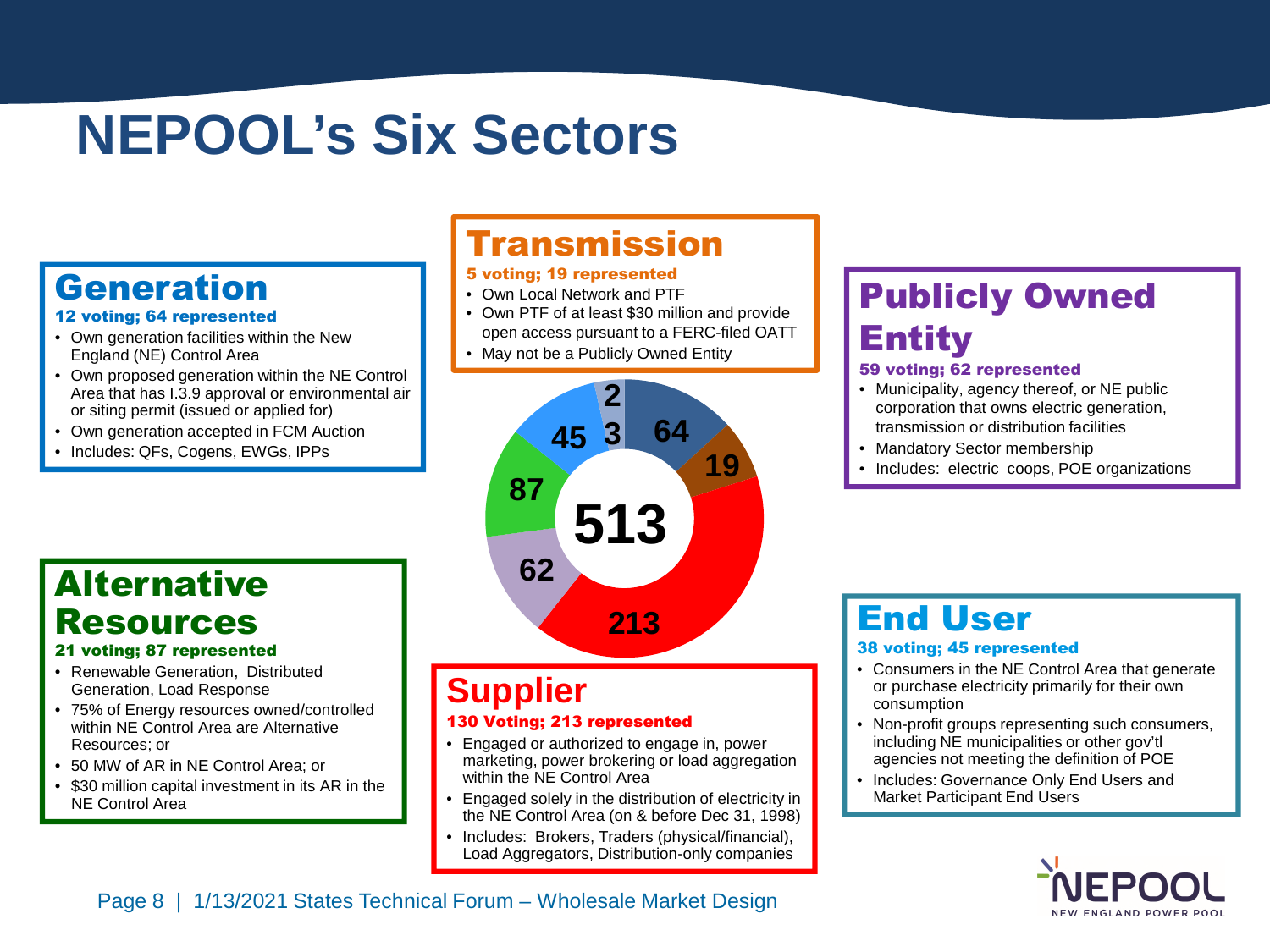# NEPOOL's Six Sectors

## Generation

**12 voting; 64 represented**

- Own generation facilities within the New England (NE) Control Area
- Own proposed generation within the NE Control Area that has I.3.9 approval or environmental air or siting permit (issued or applied for)
- Own generation accepted in FCM Auction
- Includes: QFs, Cogens, EWGs, IPPs

## Transmission

**5 voting; 19 represented**

- Own Local Network and PTF
- Own PTF of at least $30 million and provide open access pursuant to a FERC-filed OATT
- May not be a Publicly Owned Entity

## Publicly Owned Entity

**59 voting; 62 represented**

- Municipality, agency thereof, or NE public corporation that owns electric generation, transmission or distribution facilities
- Mandatory Sector membership
- Includes: electric coops, POE organizations

## Alternative Resources

**21 voting; 87 represented**

- Renewable Generation, Distributed Generation, Load Response
- 75% of Energy resources owned/controlled within NE Control Area are Alternative Resources; or
- 50 MW of AR in NE Control Area; or
- $30 million capital investment in its AR in the NE Control Area

| Segment | Represented |
| --- | --- |
| Total | 513 |
| Generation | 64 |
| Transmission | 19 |
| Supplier | 213 |
| Alternative Resources | 87 |
| Publicly Owned Entity | 62 |
| End User | 45 |
| (unlabeled) | 3 |
| (unlabeled) | 2 |

## Supplier

**130 Voting; 213 represented**

- Engaged or authorized to engage in, power marketing, power brokering or load aggregation within the NE Control Area
- Engaged solely in the distribution of electricity in the NE Control Area (on & before Dec 31, 1998)
- Includes: Brokers, Traders (physical/financial), Load Aggregators, Distribution-only companies

## End User

**38 voting; 45 represented**

- Consumers in the NE Control Area that generate or purchase electricity primarily for their own consumption
- Non-profit groups representing such consumers, including NE municipalities or other gov'tl agencies not meeting the definition of POE
- Includes: Governance Only End Users and Market Participant End Users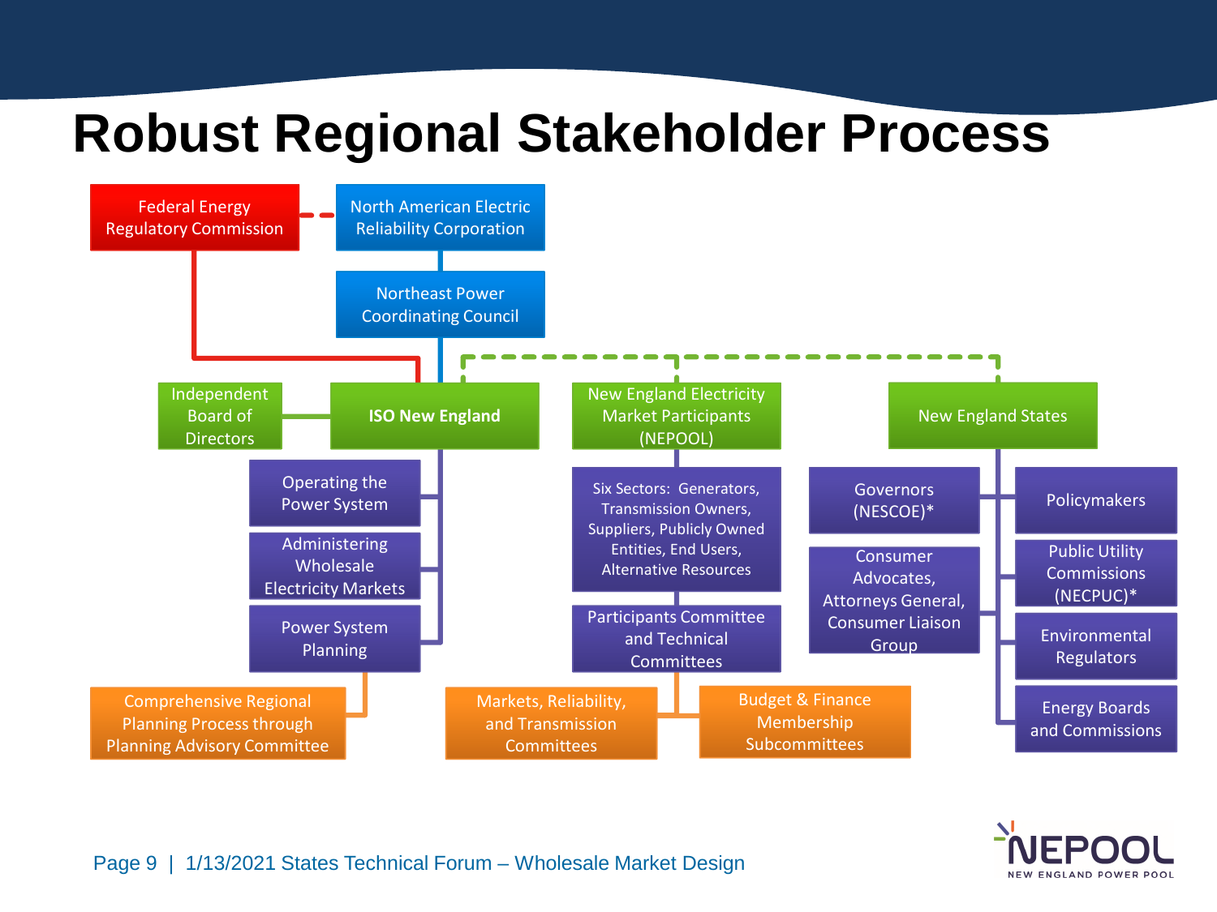# Robust Regional Stakeholder Process

- Federal Energy Regulatory Commission
- North American Electric Reliability Corporation
  - Northeast Power Coordinating Council

**ISO New England**

- Independent Board of Directors
- Operating the Power System
- Administering Wholesale Electricity Markets
- Power System Planning
  - Comprehensive Regional Planning Process through Planning Advisory Committee

New England Electricity Market Participants (NEPOOL)

- Six Sectors: Generators, Transmission Owners, Suppliers, Publicly Owned Entities, End Users, Alternative Resources
- Participants Committee and Technical Committees
  - Markets, Reliability, and Transmission Committees
  - Budget & Finance Membership Subcommittees

New England States

- Governors (NESCOE)*
- Consumer Advocates, Attorneys General, Consumer Liaison Group
- Policymakers
- Public Utility Commissions (NECPUC)*
- Environmental Regulators
- Energy Boards and Commissions

1/13/2021 States Technical Forum – Wholesale Market Design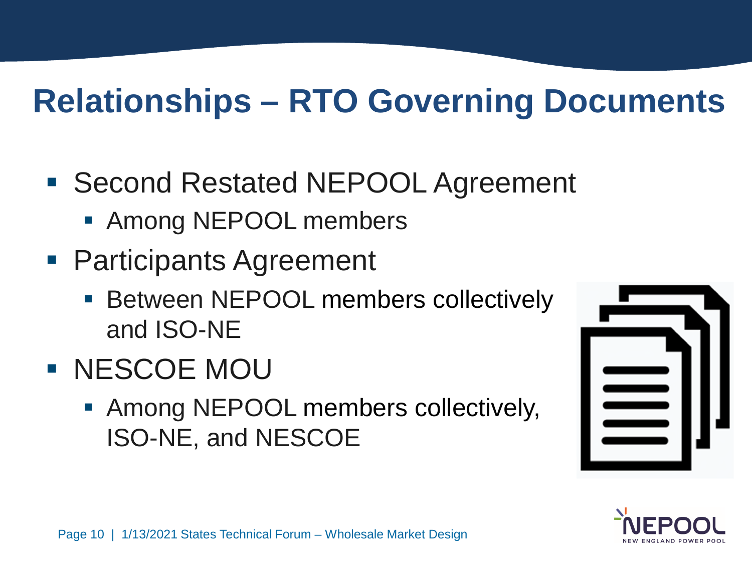# Relationships – RTO Governing Documents

- Second Restated NEPOOL Agreement
  - Among NEPOOL members
- Participants Agreement
  - Between NEPOOL members collectively and ISO-NE
- NESCOE MOU
  - Among NEPOOL members collectively, ISO-NE, and NESCOE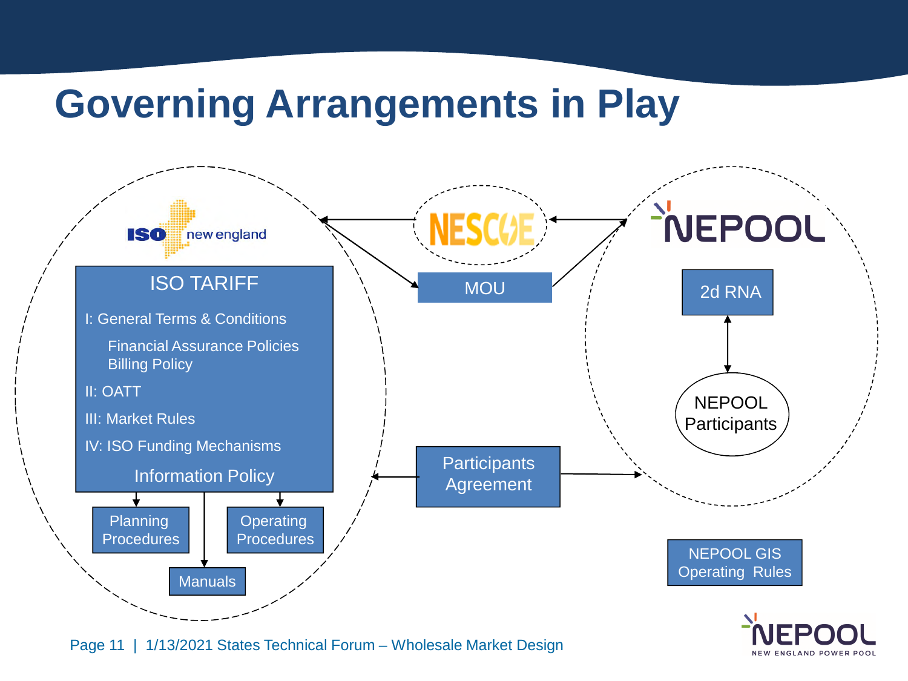# Governing Arrangements in Play

ISO new england

**ISO TARIFF**

- I: General Terms & Conditions
  - Financial Assurance Policies
  - Billing Policy
- II: OATT
- III: Market Rules
- IV: ISO Funding Mechanisms
- Information Policy

Planning Procedures

Operating Procedures

Manuals

NESCOE

MOU

Participants Agreement

NEPOOL

2d RNA

NEPOOL Participants

NEPOOL GIS Operating Rules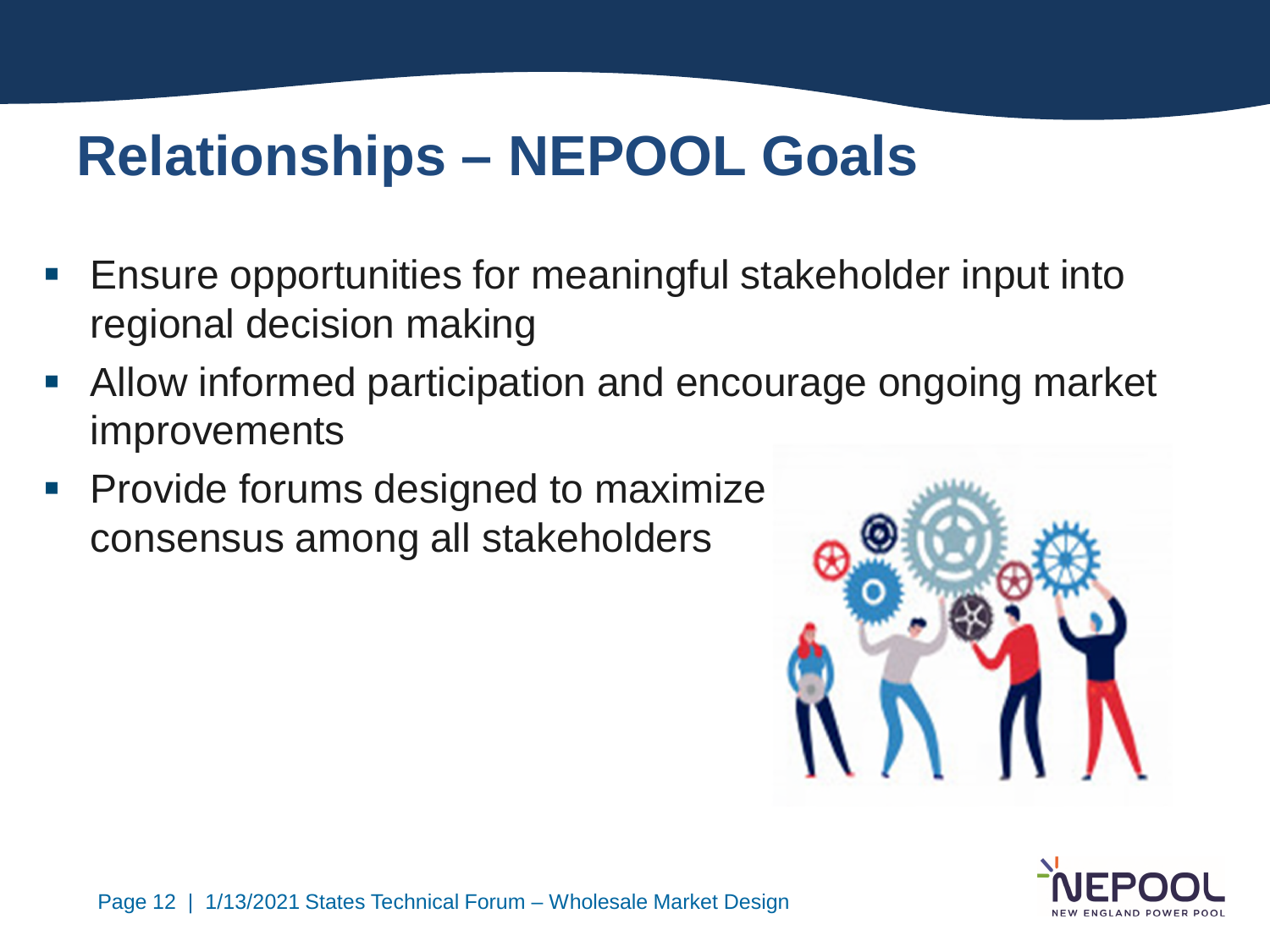# Relationships – NEPOOL Goals

- Ensure opportunities for meaningful stakeholder input into regional decision making
- Allow informed participation and encourage ongoing market improvements
- Provide forums designed to maximize consensus among all stakeholders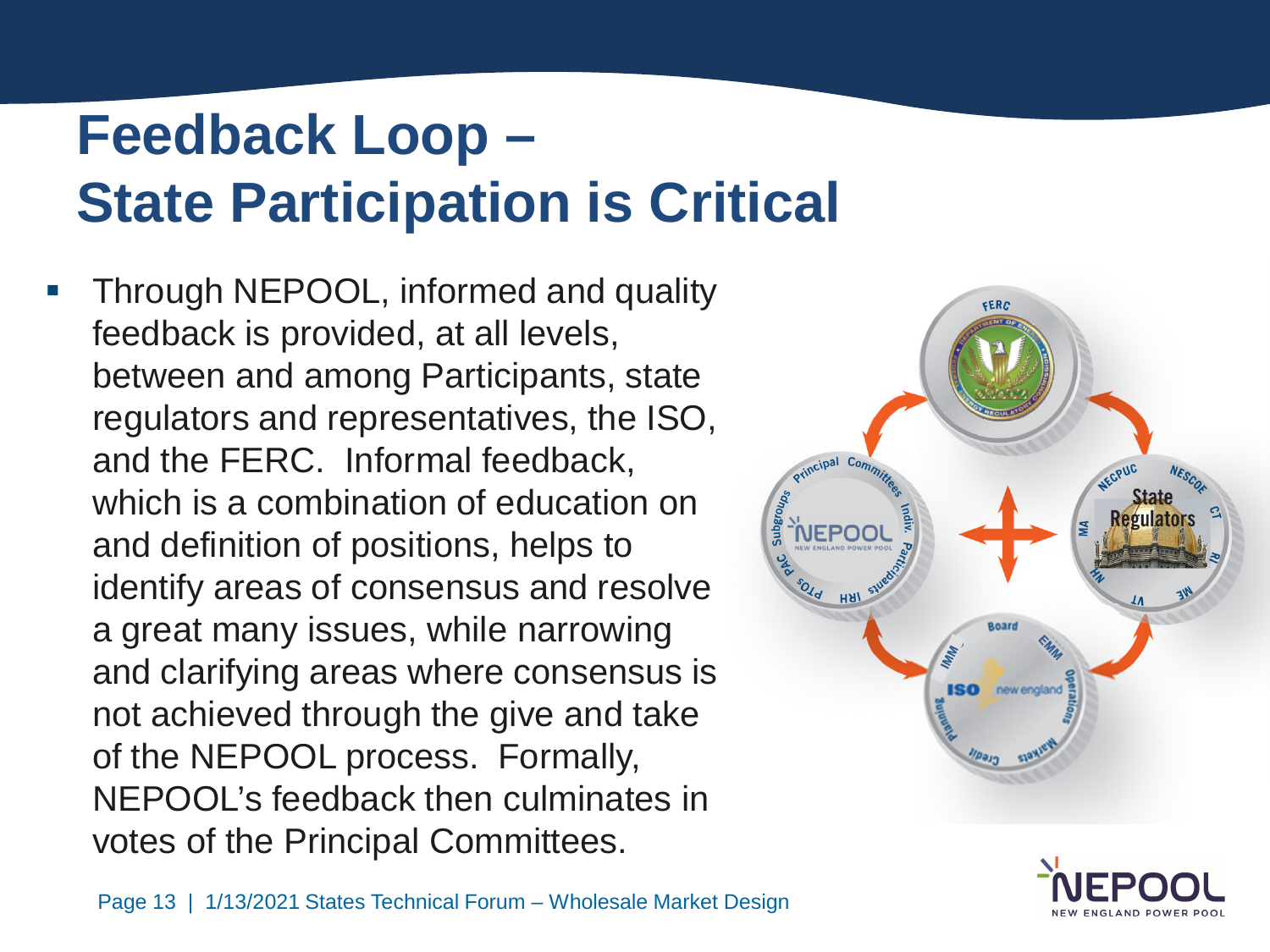# Feedback Loop – State Participation is Critical

- Through NEPOOL, informed and quality feedback is provided, at all levels, between and among Participants, state regulators and representatives, the ISO, and the FERC. Informal feedback, which is a combination of education on and definition of positions, helps to identify areas of consensus and resolve a great many issues, while narrowing and clarifying areas where consensus is not achieved through the give and take of the NEPOOL process. Formally, NEPOOL's feedback then culminates in votes of the Principal Committees.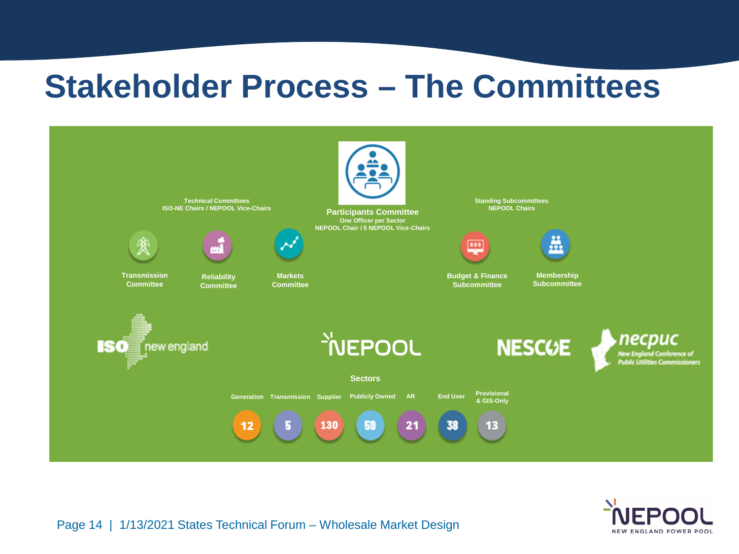# Stakeholder Process – The Committees

**Participants Committee**
One Officer per Sector
NEPOOL Chair / 5 NEPOOL Vice-Chairs

**Technical Committees**
ISO-NE Chairs / NEPOOL Vice-Chairs

- Transmission Committee
- Reliability Committee
- Markets Committee

**Standing Subcommittees**
NEPOOL Chairs

- Budget & Finance Subcommittee
- Membership Subcommittee

ISO new england

NEPOOL

NESCOE

necpuc
New England Conference of Public Utilities Commissioners

**Sectors**

| Generation | Transmission | Supplier | Publicly Owned | AR | End User | Provisional & GIS-Only |
|---|---|---|---|---|---|---|
| 12 | 5 | 130 | 59 | 21 | 38 | 13 |

Page 14 | 1/13/2021 States Technical Forum – Wholesale Market Design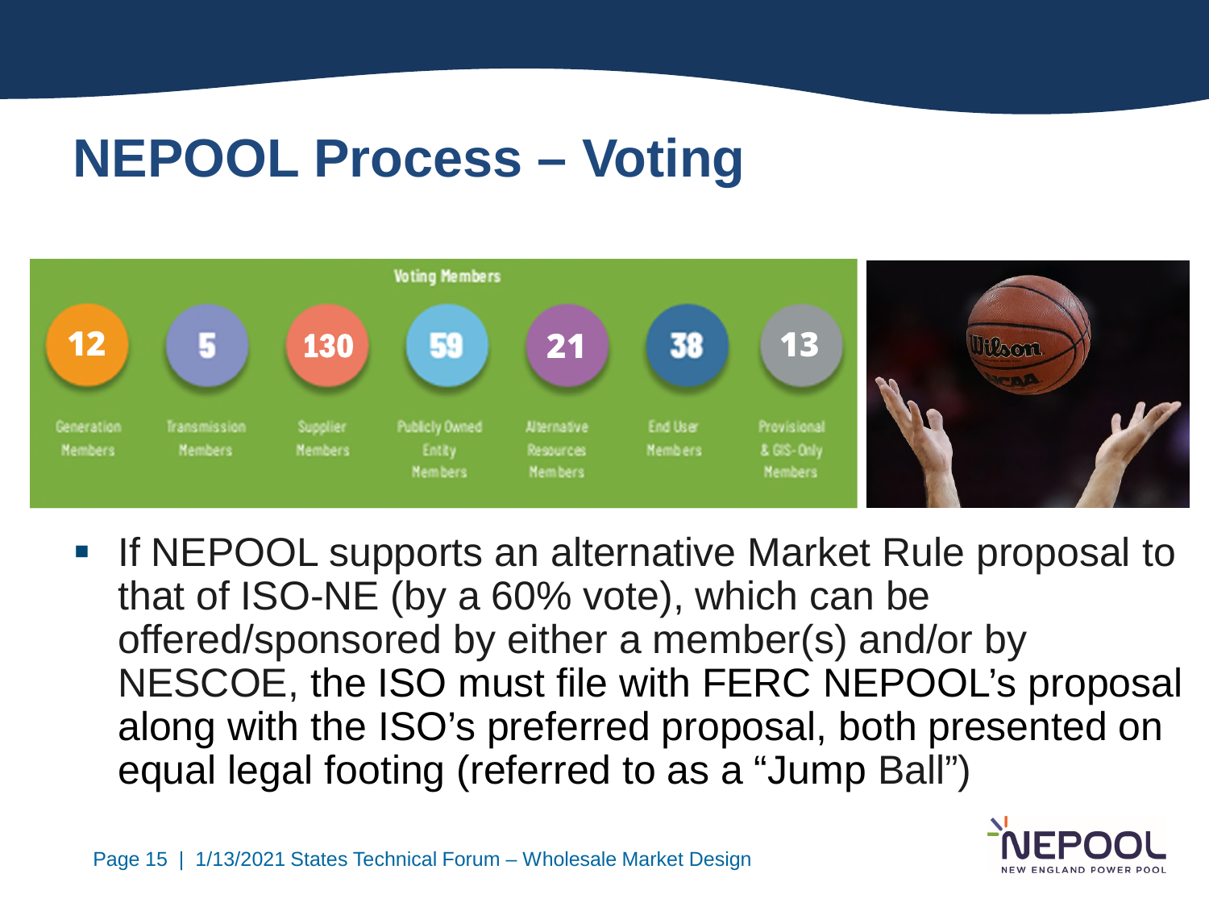# NEPOOL Process – Voting

**Voting Members**

| 12 | 5 | 130 | 59 | 21 | 38 | 13 |
|---|---|---|---|---|---|---|
| Generation Members | Transmission Members | Supplier Members | Publicly Owned Entity Members | Alternative Resources Members | End User Members | Provisional & GIS-Only Members |

- If NEPOOL supports an alternative Market Rule proposal to that of ISO-NE (by a 60% vote), which can be offered/sponsored by either a member(s) and/or by NESCOE, the ISO must file with FERC NEPOOL's proposal along with the ISO's preferred proposal, both presented on equal legal footing (referred to as a "Jump Ball")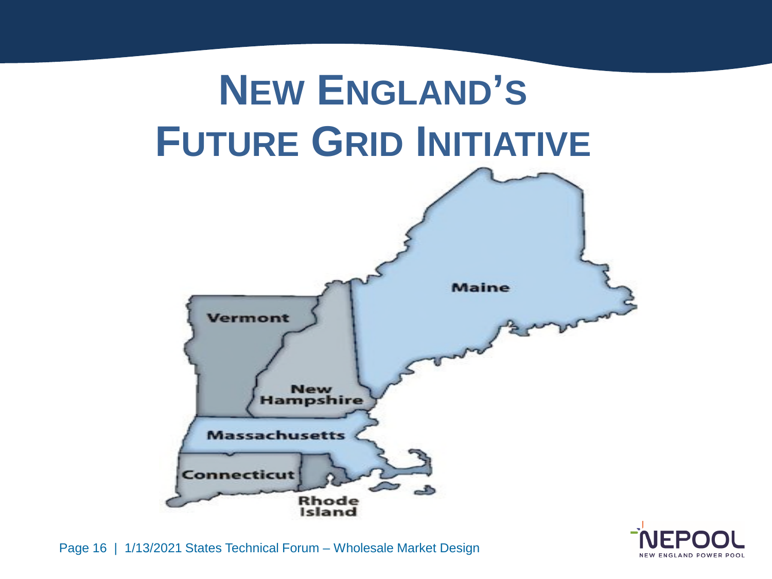# New England's Future Grid Initiative

Maine

Vermont

New Hampshire

Massachusetts

Connecticut

Rhode Island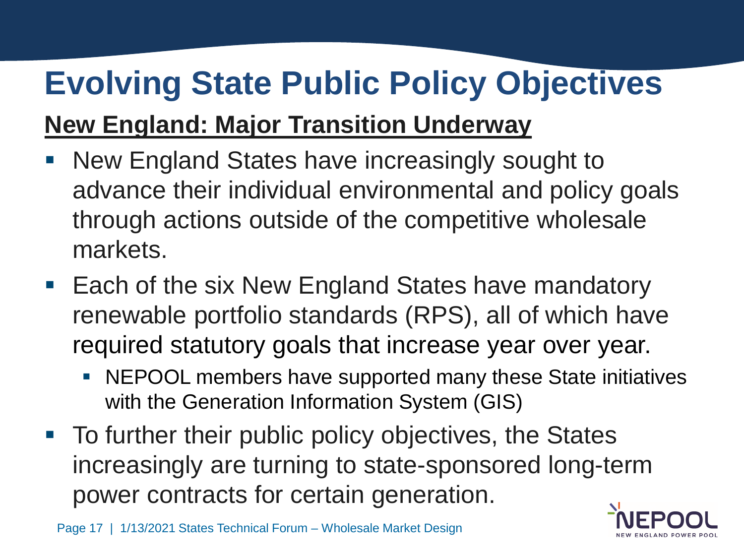# Evolving State Public Policy Objectives

## New England: Major Transition Underway

- New England States have increasingly sought to advance their individual environmental and policy goals through actions outside of the competitive wholesale markets.
- Each of the six New England States have mandatory renewable portfolio standards (RPS), all of which have required statutory goals that increase year over year.
  - NEPOOL members have supported many these State initiatives with the Generation Information System (GIS)
- To further their public policy objectives, the States increasingly are turning to state-sponsored long-term power contracts for certain generation.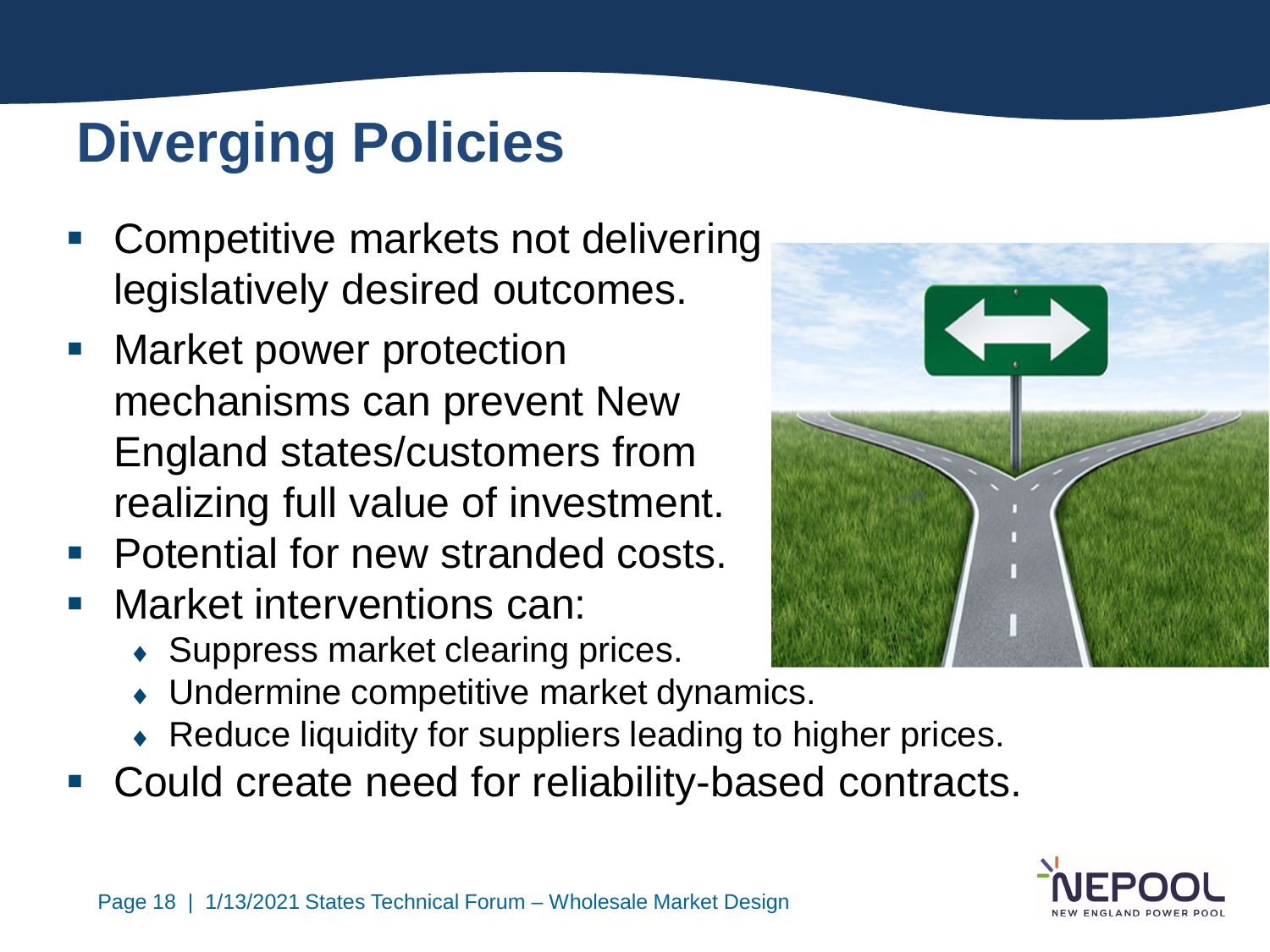# Diverging Policies

- Competitive markets not delivering legislatively desired outcomes.
- Market power protection mechanisms can prevent New England states/customers from realizing full value of investment.
- Potential for new stranded costs.
- Market interventions can:
  - Suppress market clearing prices.
  - Undermine competitive market dynamics.
  - Reduce liquidity for suppliers leading to higher prices.
- Could create need for reliability-based contracts.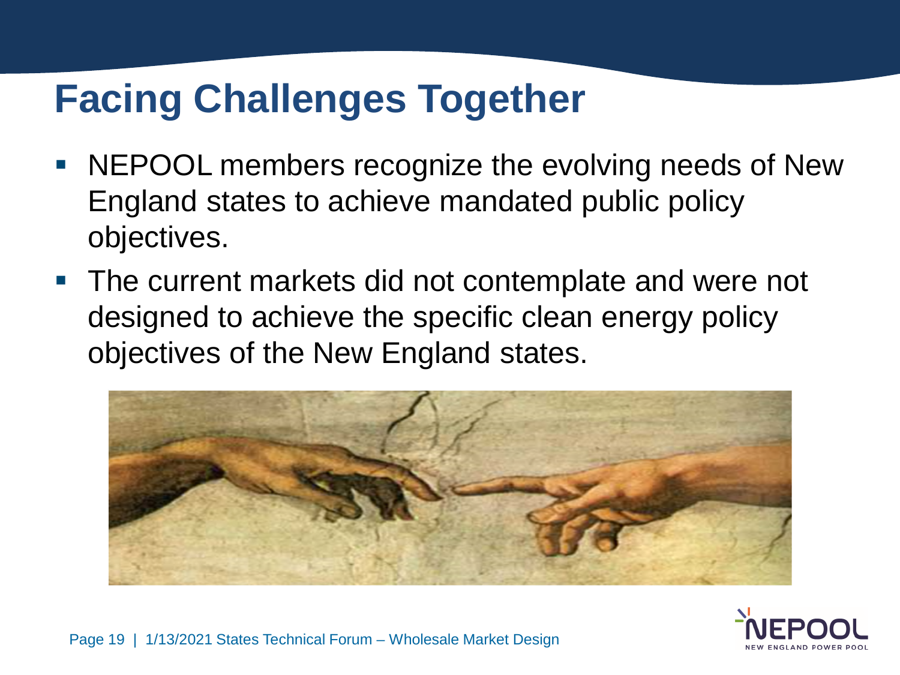# Facing Challenges Together

- NEPOOL members recognize the evolving needs of New England states to achieve mandated public policy objectives.
- The current markets did not contemplate and were not designed to achieve the specific clean energy policy objectives of the New England states.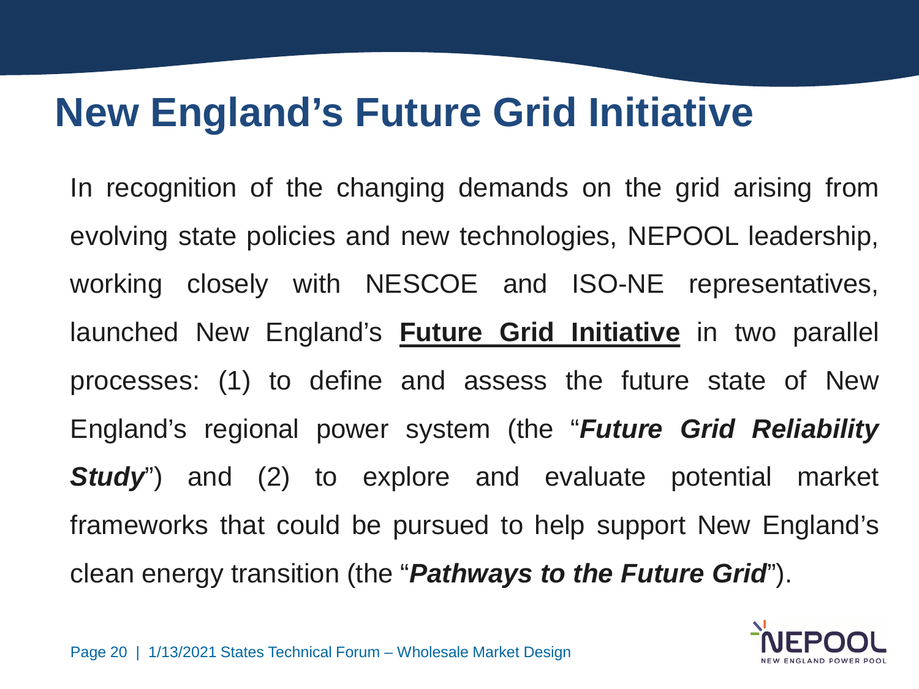# New England's Future Grid Initiative

In recognition of the changing demands on the grid arising from evolving state policies and new technologies, NEPOOL leadership, working closely with NESCOE and ISO-NE representatives, launched New England's **Future Grid Initiative** in two parallel processes: (1) to define and assess the future state of New England's regional power system (the "***Future Grid Reliability Study***") and (2) to explore and evaluate potential market frameworks that could be pursued to help support New England's clean energy transition (the "***Pathways to the Future Grid***").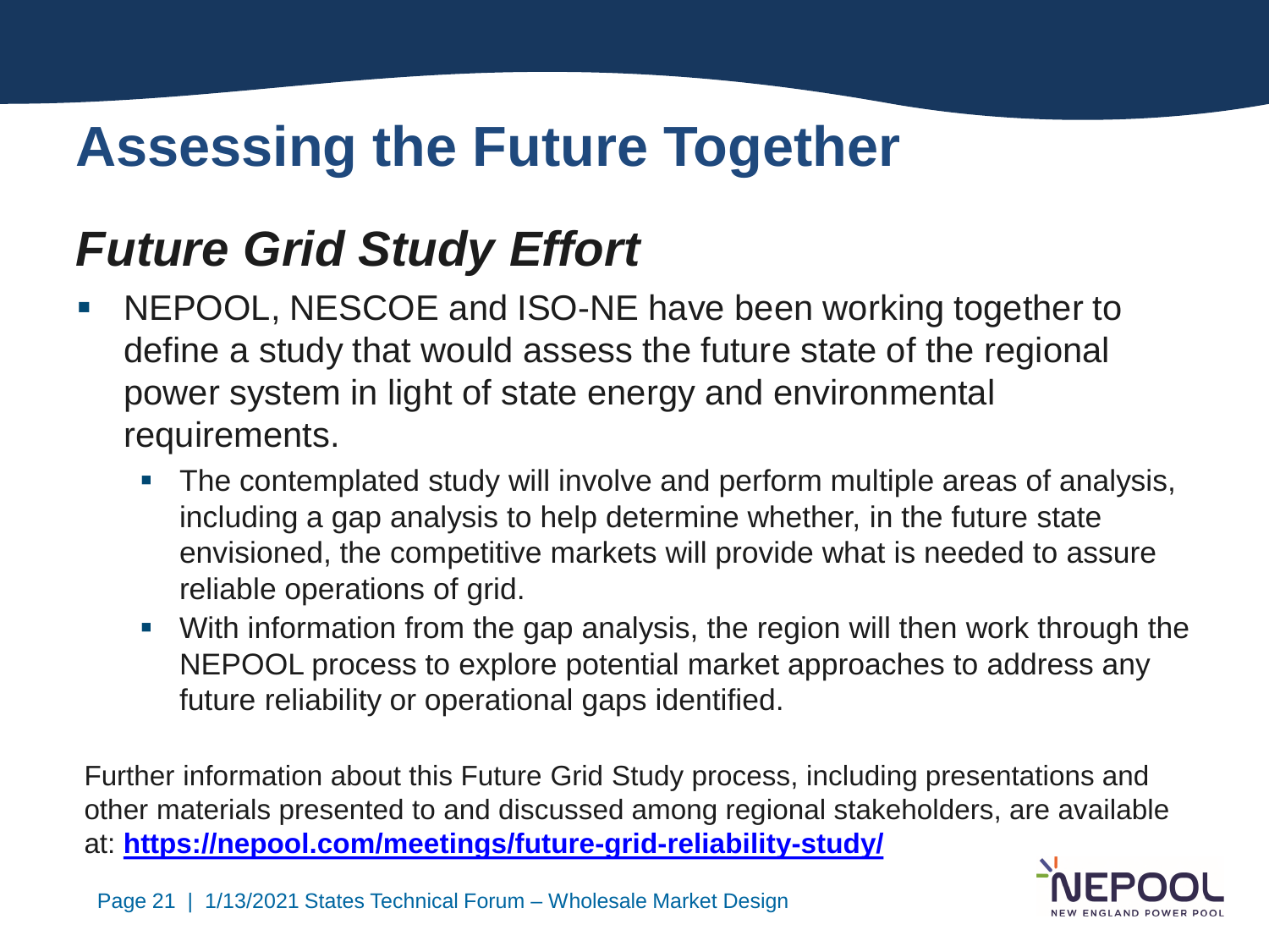# Assessing the Future Together

## *Future Grid Study Effort*

- NEPOOL, NESCOE and ISO-NE have been working together to define a study that would assess the future state of the regional power system in light of state energy and environmental requirements.
  - The contemplated study will involve and perform multiple areas of analysis, including a gap analysis to help determine whether, in the future state envisioned, the competitive markets will provide what is needed to assure reliable operations of grid.
  - With information from the gap analysis, the region will then work through the NEPOOL process to explore potential market approaches to address any future reliability or operational gaps identified.

Further information about this Future Grid Study process, including presentations and other materials presented to and discussed among regional stakeholders, are available at: **https://nepool.com/meetings/future-grid-reliability-study/**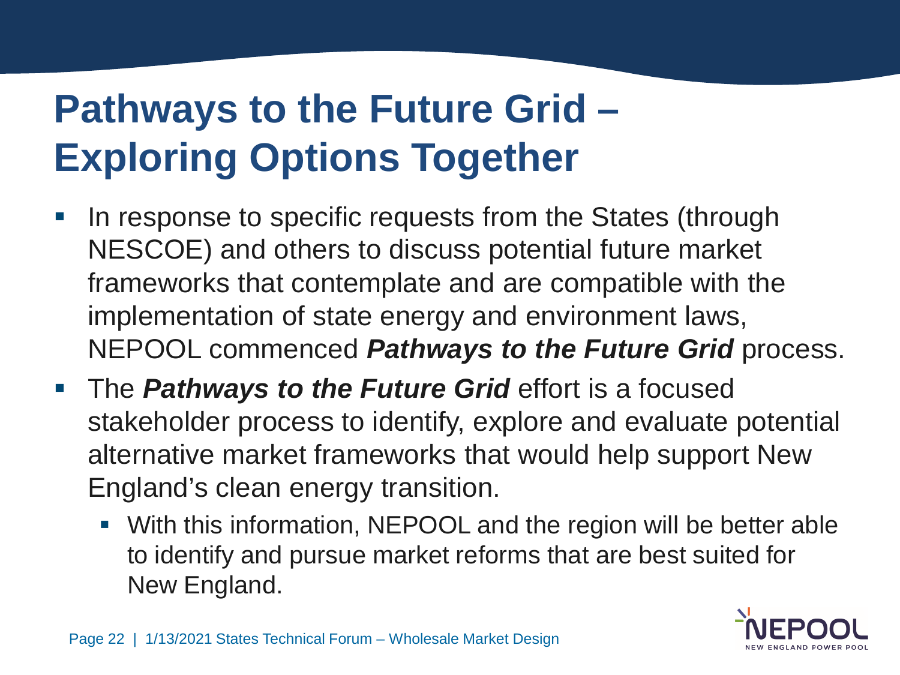# Pathways to the Future Grid – Exploring Options Together

- In response to specific requests from the States (through NESCOE) and others to discuss potential future market frameworks that contemplate and are compatible with the implementation of state energy and environment laws, NEPOOL commenced ***Pathways to the Future Grid*** process.
- The ***Pathways to the Future Grid*** effort is a focused stakeholder process to identify, explore and evaluate potential alternative market frameworks that would help support New England's clean energy transition.
  - With this information, NEPOOL and the region will be better able to identify and pursue market reforms that are best suited for New England.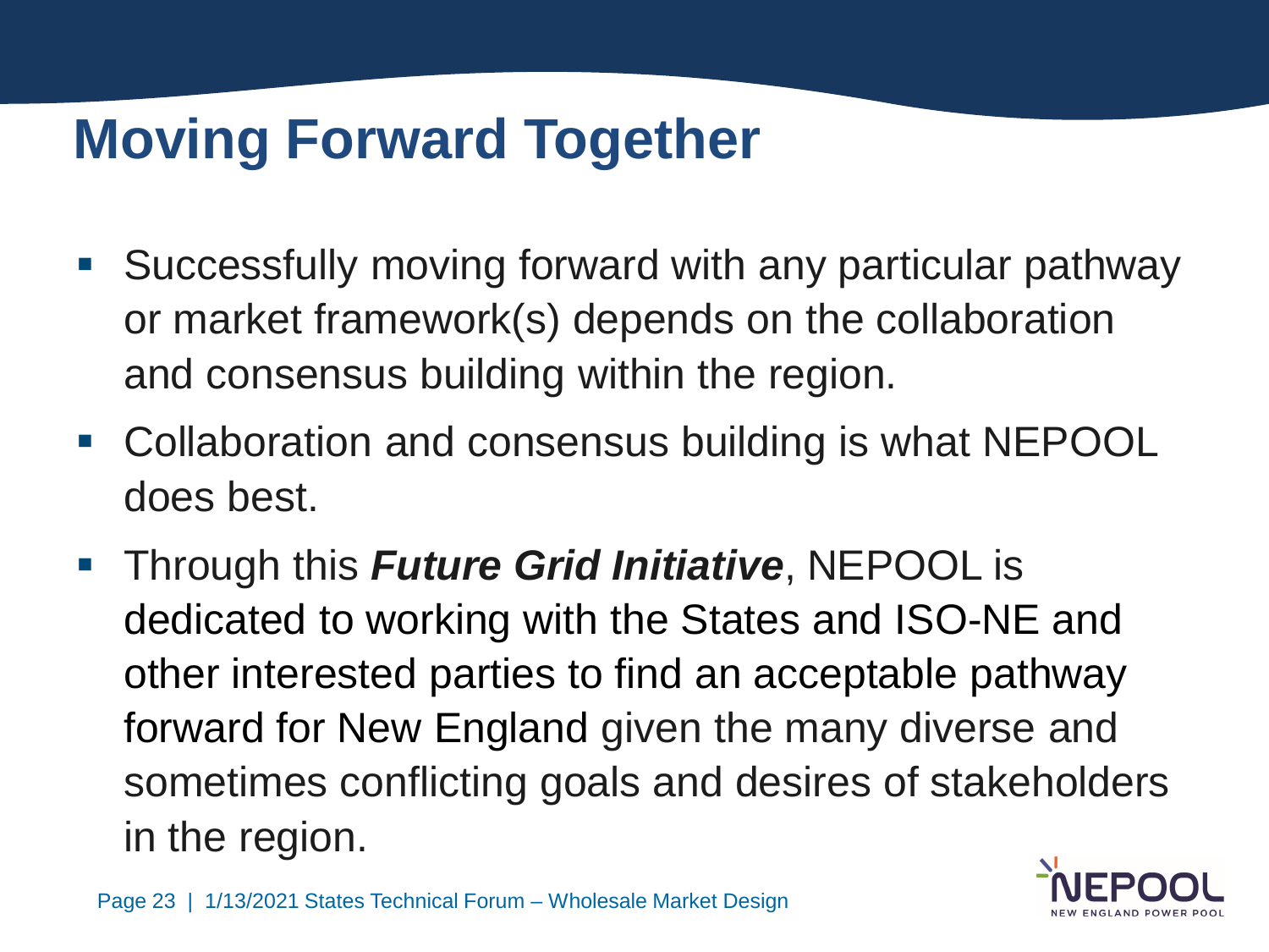# Moving Forward Together

- Successfully moving forward with any particular pathway or market framework(s) depends on the collaboration and consensus building within the region.
- Collaboration and consensus building is what NEPOOL does best.
- Through this ***Future Grid Initiative***, NEPOOL is dedicated to working with the States and ISO-NE and other interested parties to find an acceptable pathway forward for New England given the many diverse and sometimes conflicting goals and desires of stakeholders in the region.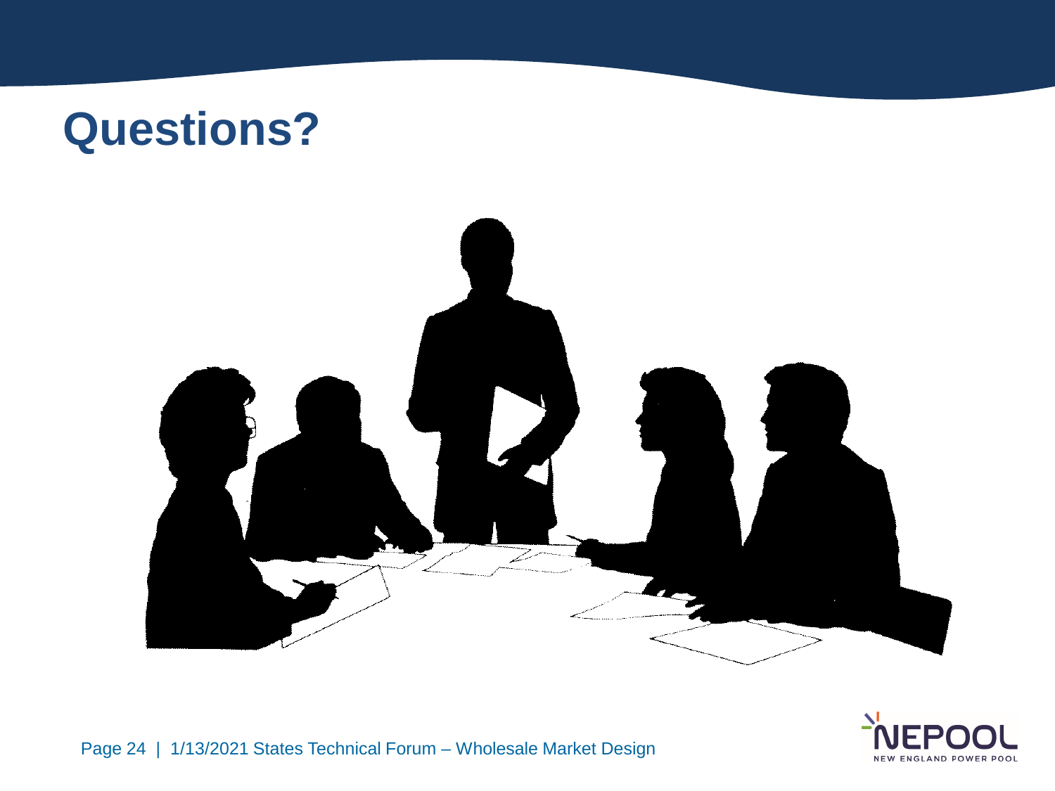# Questions?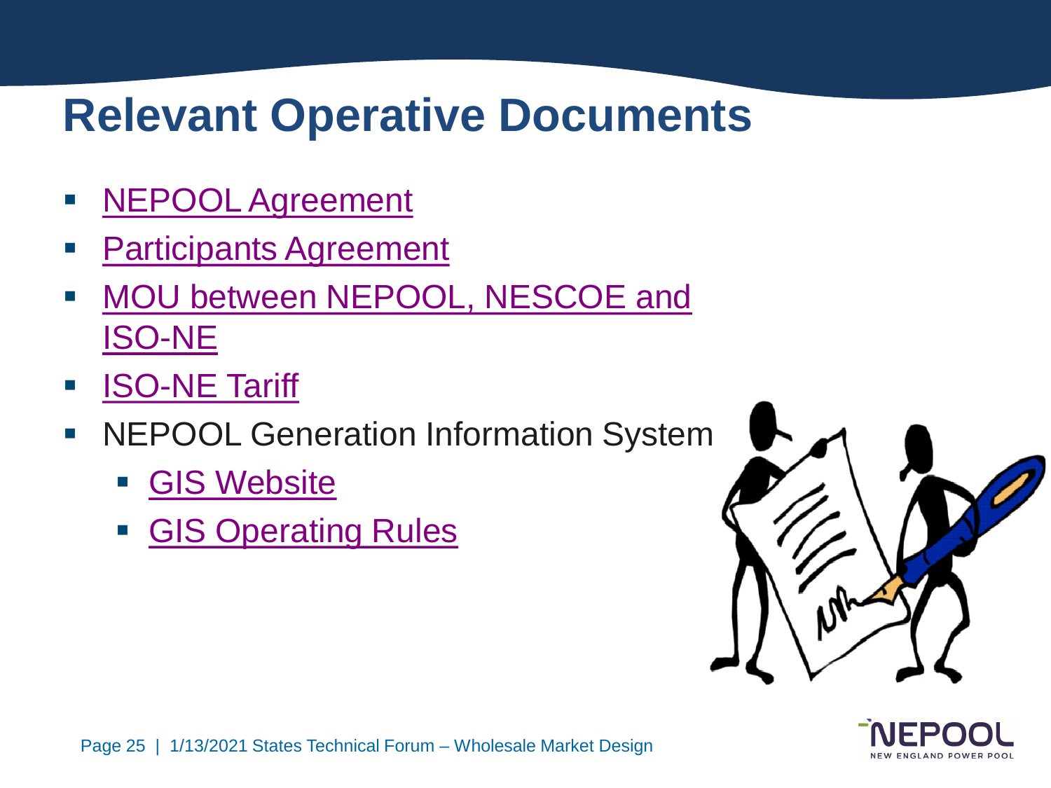# Relevant Operative Documents

- NEPOOL Agreement
- Participants Agreement
- MOU between NEPOOL, NESCOE and ISO-NE
- ISO-NE Tariff
- NEPOOL Generation Information System
  - GIS Website
  - GIS Operating Rules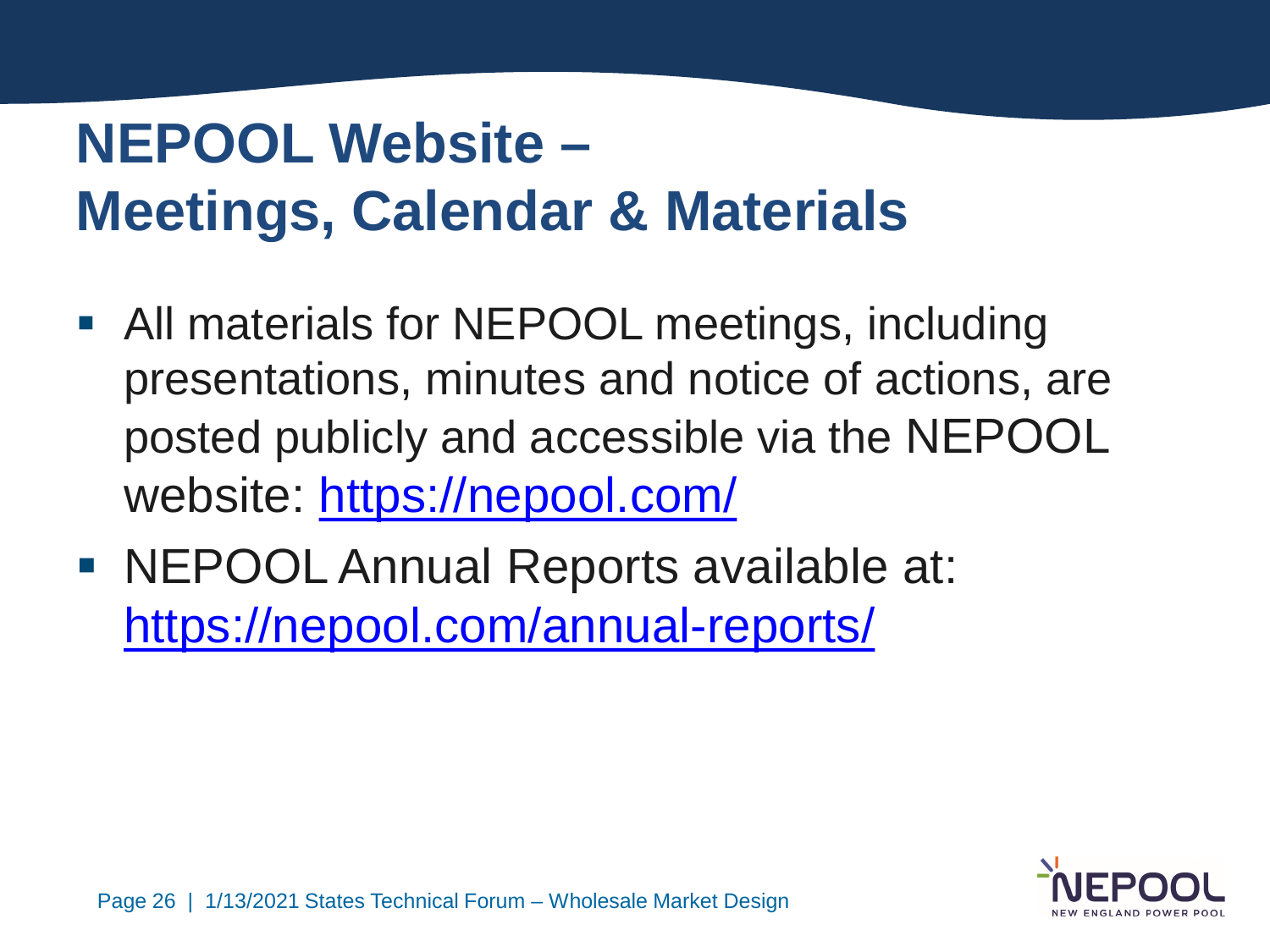# NEPOOL Website – Meetings, Calendar & Materials

- All materials for NEPOOL meetings, including presentations, minutes and notice of actions, are posted publicly and accessible via the NEPOOL website: https://nepool.com/
- NEPOOL Annual Reports available at: https://nepool.com/annual-reports/